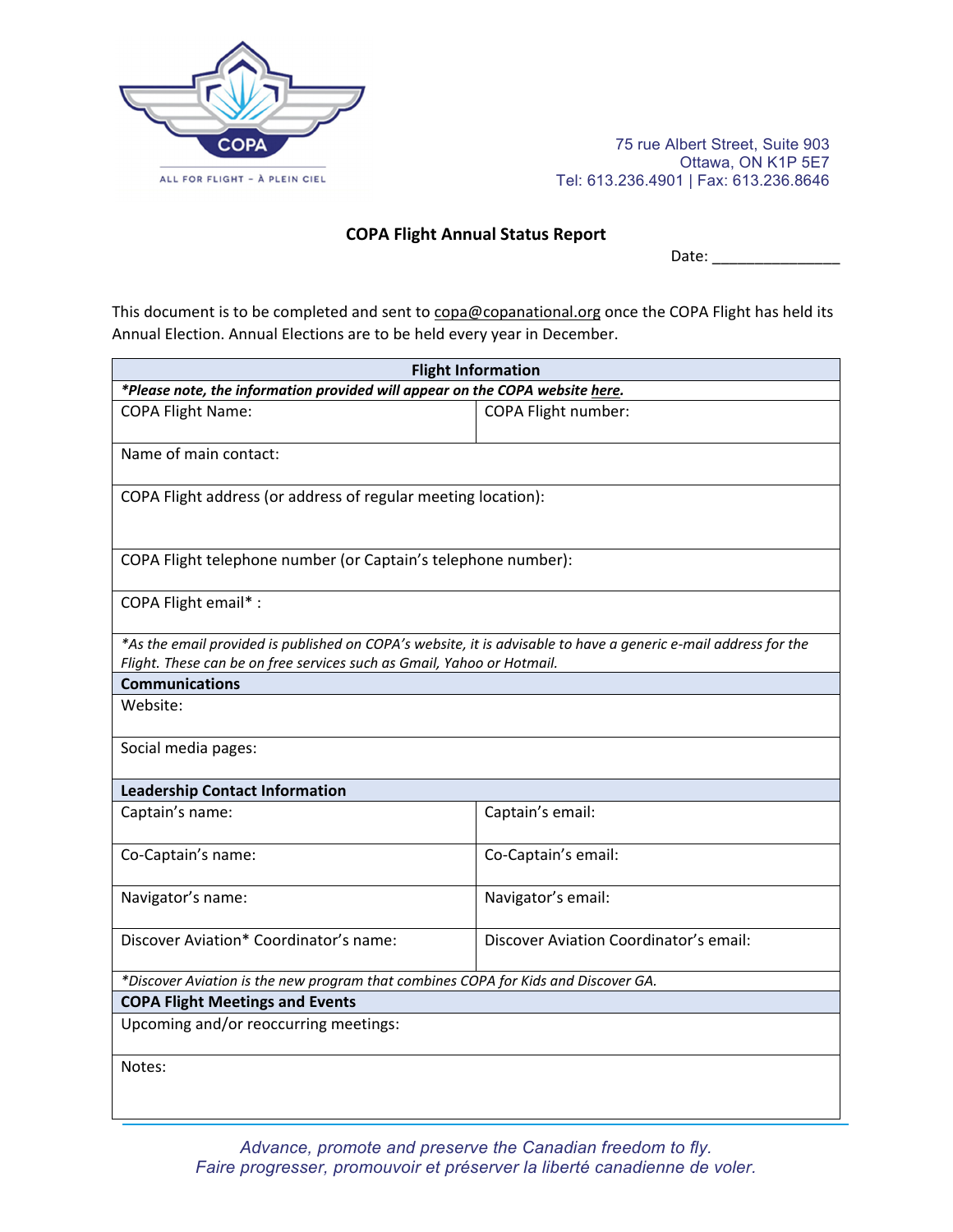ALL FOR FLIGHT - À PLEIN CIEL

75 rue Albert Street, Suite 903
Ottawa, ON K1P 5E7
Tel: 613.236.4901 | Fax: 613.236.8646

## COPA Flight Annual Status Report

Date: _______________

This document is to be completed and sent to copa@copanational.org once the COPA Flight has held its Annual Election. Annual Elections are to be held every year in December.

| **Flight Information** | |
|---|---|
| ***Please note, the information provided will appear on the COPA website here.*** | |
| COPA Flight Name: | COPA Flight number: |
| Name of main contact: | |
| COPA Flight address (or address of regular meeting location): | |
| COPA Flight telephone number (or Captain's telephone number): | |
| COPA Flight email* : | |
| *\*As the email provided is published on COPA's website, it is advisable to have a generic e-mail address for the Flight. These can be on free services such as Gmail, Yahoo or Hotmail.* | |
| **Communications** | |
| Website: | |
| Social media pages: | |
| **Leadership Contact Information** | |
| Captain's name: | Captain's email: |
| Co-Captain's name: | Co-Captain's email: |
| Navigator's name: | Navigator's email: |
| Discover Aviation* Coordinator's name: | Discover Aviation Coordinator's email: |
| *\*Discover Aviation is the new program that combines COPA for Kids and Discover GA.* | |
| **COPA Flight Meetings and Events** | |
| Upcoming and/or reoccurring meetings: | |
| Notes: | |

*Advance, promote and preserve the Canadian freedom to fly.*
*Faire progresser, promouvoir et préserver la liberté canadienne de voler.*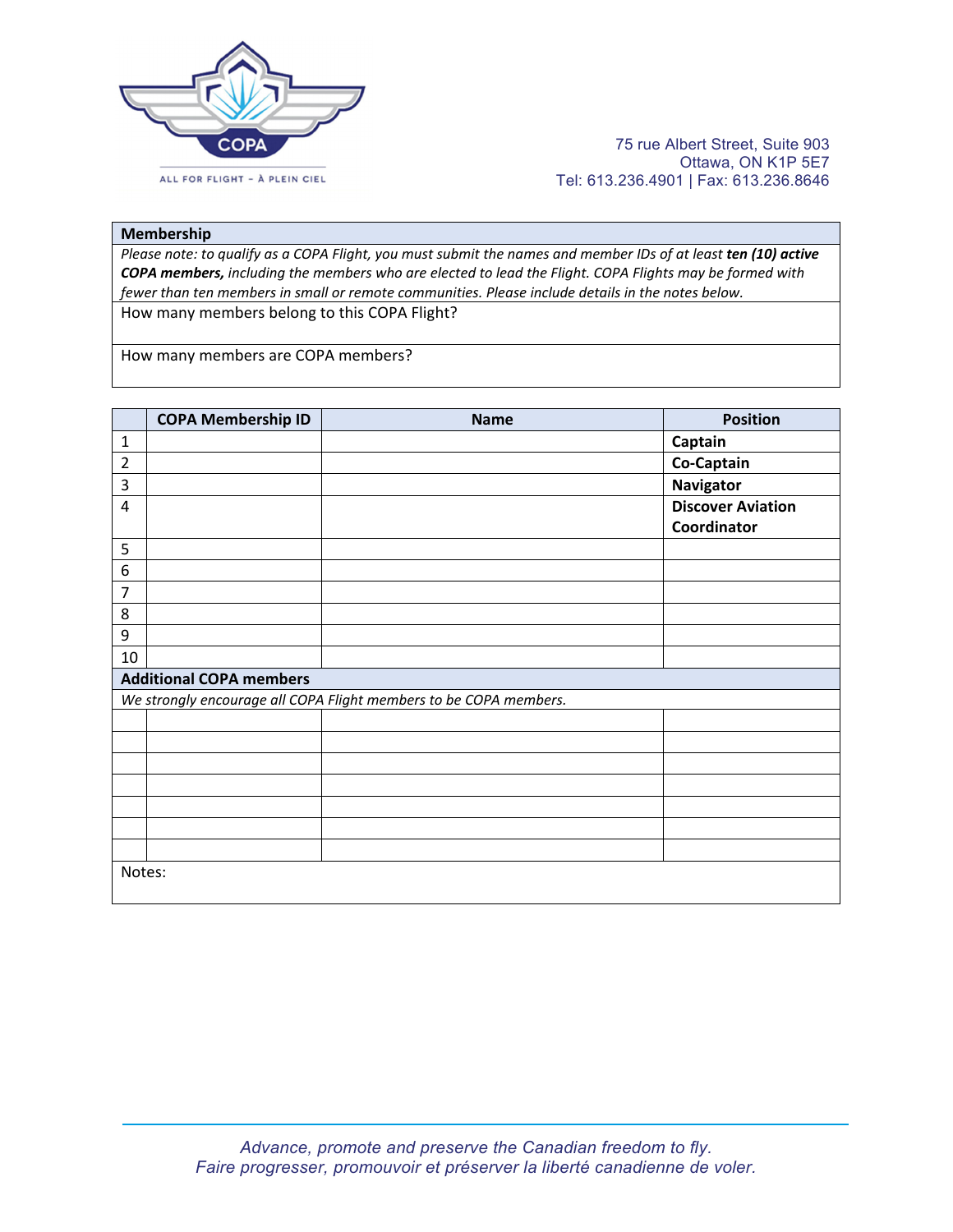COPA

ALL FOR FLIGHT - À PLEIN CIEL

75 rue Albert Street, Suite 903
Ottawa, ON K1P 5E7
Tel: 613.236.4901 | Fax: 613.236.8646

| **Membership** |
| --- |
| *Please note: to qualify as a COPA Flight, you must submit the names and member IDs of at least* ***ten (10) active COPA members,*** *including the members who are elected to lead the Flight. COPA Flights may be formed with fewer than ten members in small or remote communities. Please include details in the notes below.* |
| How many members belong to this COPA Flight? |
| How many members are COPA members? |

| | COPA Membership ID | Name | Position |
| --- | --- | --- | --- |
| 1 | | | **Captain** |
| 2 | | | **Co-Captain** |
| 3 | | | **Navigator** |
| 4 | | | **Discover Aviation Coordinator** |
| 5 | | | |
| 6 | | | |
| 7 | | | |
| 8 | | | |
| 9 | | | |
| 10 | | | |
| **Additional COPA members** | | | |
| *We strongly encourage all COPA Flight members to be COPA members.* | | | |
| | | | |
| | | | |
| | | | |
| | | | |
| | | | |
| | | | |
| | | | |
| Notes: | | | |

*Advance, promote and preserve the Canadian freedom to fly.*
*Faire progresser, promouvoir et préserver la liberté canadienne de voler.*